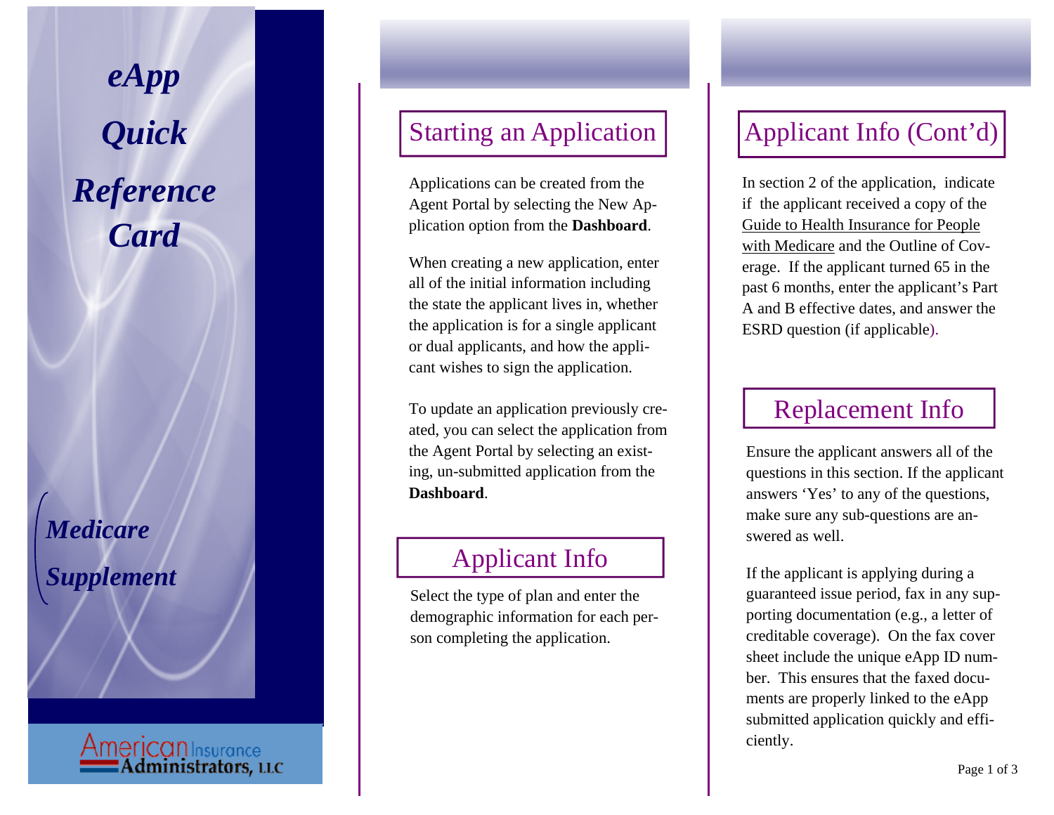# *eApp Quick Reference Card*

***Medicare Supplement***

American Insurance Administrators, LLC

## Starting an Application

Applications can be created from the Agent Portal by selecting the New Application option from the **Dashboard**.

When creating a new application, enter all of the initial information including the state the applicant lives in, whether the application is for a single applicant or dual applicants, and how the applicant wishes to sign the application.

To update an application previously created, you can select the application from the Agent Portal by selecting an existing, un-submitted application from the **Dashboard**.

## Applicant Info

Select the type of plan and enter the demographic information for each person completing the application.

## Applicant Info (Cont'd)

In section 2 of the application, indicate if the applicant received a copy of the Guide to Health Insurance for People with Medicare and the Outline of Coverage. If the applicant turned 65 in the past 6 months, enter the applicant's Part A and B effective dates, and answer the ESRD question (if applicable).

## Replacement Info

Ensure the applicant answers all of the questions in this section. If the applicant answers 'Yes' to any of the questions, make sure any sub-questions are answered as well.

If the applicant is applying during a guaranteed issue period, fax in any supporting documentation (e.g., a letter of creditable coverage). On the fax cover sheet include the unique eApp ID number. This ensures that the faxed documents are properly linked to the eApp submitted application quickly and efficiently.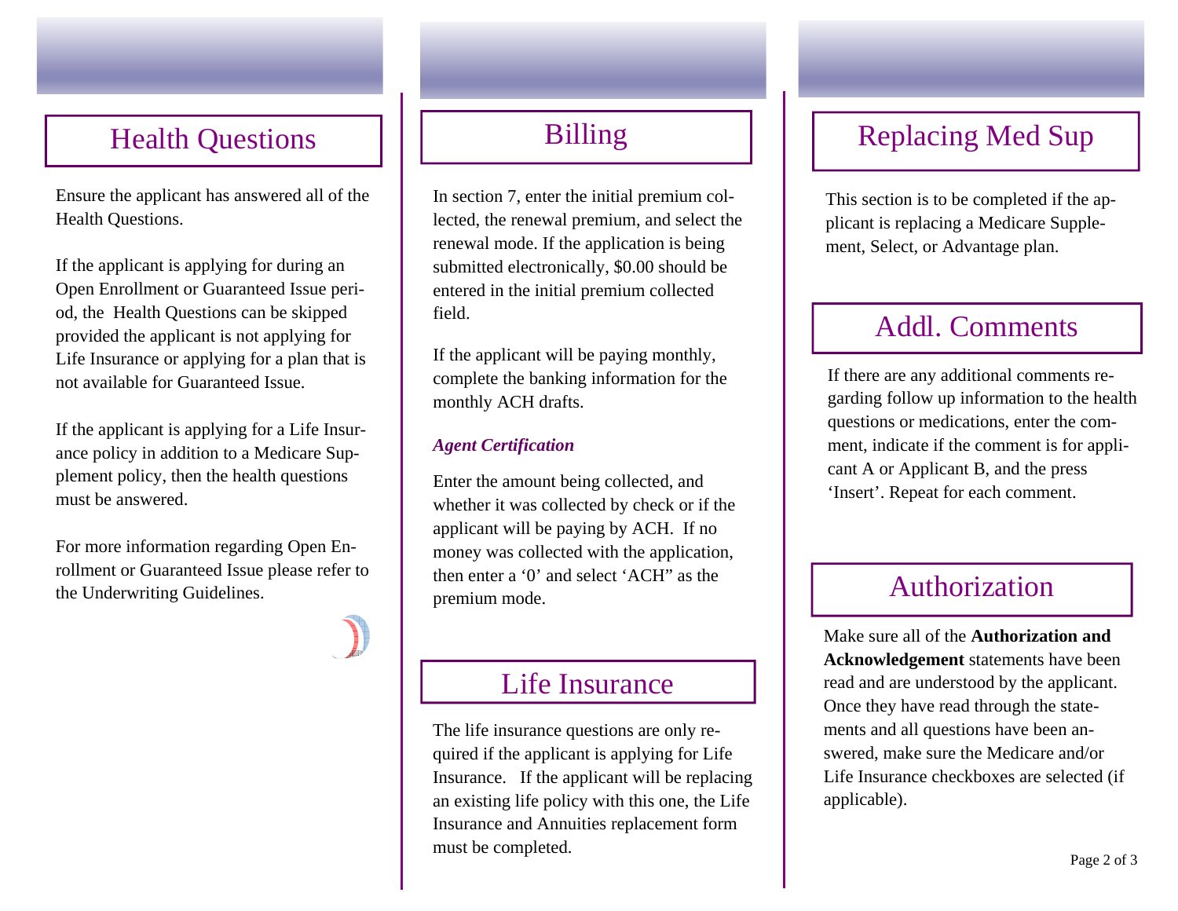## Health Questions

Ensure the applicant has answered all of the Health Questions.

If the applicant is applying for during an Open Enrollment or Guaranteed Issue period, the Health Questions can be skipped provided the applicant is not applying for Life Insurance or applying for a plan that is not available for Guaranteed Issue.

If the applicant is applying for a Life Insurance policy in addition to a Medicare Supplement policy, then the health questions must be answered.

For more information regarding Open Enrollment or Guaranteed Issue please refer to the Underwriting Guidelines.

## Billing

In section 7, enter the initial premium collected, the renewal premium, and select the renewal mode. If the application is being submitted electronically, $0.00 should be entered in the initial premium collected field.

If the applicant will be paying monthly, complete the banking information for the monthly ACH drafts.

### *Agent Certification*

Enter the amount being collected, and whether it was collected by check or if the applicant will be paying by ACH. If no money was collected with the application, then enter a '0' and select 'ACH" as the premium mode.

## Life Insurance

The life insurance questions are only required if the applicant is applying for Life Insurance. If the applicant will be replacing an existing life policy with this one, the Life Insurance and Annuities replacement form must be completed.

## Replacing Med Sup

This section is to be completed if the applicant is replacing a Medicare Supplement, Select, or Advantage plan.

## Addl. Comments

If there are any additional comments regarding follow up information to the health questions or medications, enter the comment, indicate if the comment is for applicant A or Applicant B, and the press 'Insert'. Repeat for each comment.

## Authorization

Make sure all of the **Authorization and Acknowledgement** statements have been read and are understood by the applicant. Once they have read through the statements and all questions have been answered, make sure the Medicare and/or Life Insurance checkboxes are selected (if applicable).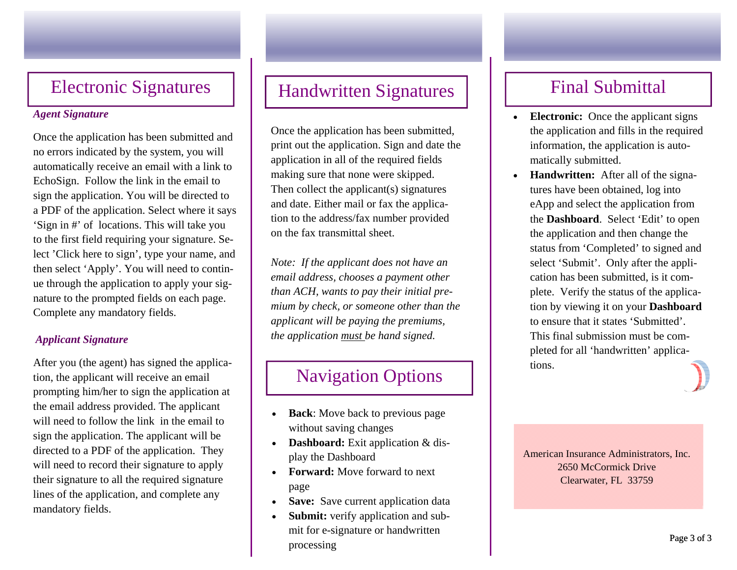## Electronic Signatures

***Agent Signature***

Once the application has been submitted and no errors indicated by the system, you will automatically receive an email with a link to EchoSign. Follow the link in the email to sign the application. You will be directed to a PDF of the application. Select where it says 'Sign in #' of locations. This will take you to the first field requiring your signature. Select 'Click here to sign', type your name, and then select 'Apply'. You will need to continue through the application to apply your signature to the prompted fields on each page. Complete any mandatory fields.

***Applicant Signature***

After you (the agent) has signed the application, the applicant will receive an email prompting him/her to sign the application at the email address provided. The applicant will need to follow the link in the email to sign the application. The applicant will be directed to a PDF of the application. They will need to record their signature to apply their signature to all the required signature lines of the application, and complete any mandatory fields.

## Handwritten Signatures

Once the application has been submitted, print out the application. Sign and date the application in all of the required fields making sure that none were skipped. Then collect the applicant(s) signatures and date. Either mail or fax the application to the address/fax number provided on the fax transmittal sheet.

*Note: If the applicant does not have an email address, chooses a payment other than ACH, wants to pay their initial premium by check, or someone other than the applicant will be paying the premiums, the application <u>must</u> be hand signed.*

## Navigation Options

- **Back**: Move back to previous page without saving changes
- **Dashboard:** Exit application & display the Dashboard
- **Forward:** Move forward to next page
- **Save:** Save current application data
- **Submit:** verify application and submit for e-signature or handwritten processing

## Final Submittal

- **Electronic:** Once the applicant signs the application and fills in the required information, the application is automatically submitted.
- **Handwritten:** After all of the signatures have been obtained, log into eApp and select the application from the **Dashboard**. Select 'Edit' to open the application and then change the status from 'Completed' to signed and select 'Submit'. Only after the application has been submitted, is it complete. Verify the status of the application by viewing it on your **Dashboard** to ensure that it states 'Submitted'. This final submission must be completed for all 'handwritten' applications.

American Insurance Administrators, Inc.
2650 McCormick Drive
Clearwater, FL 33759